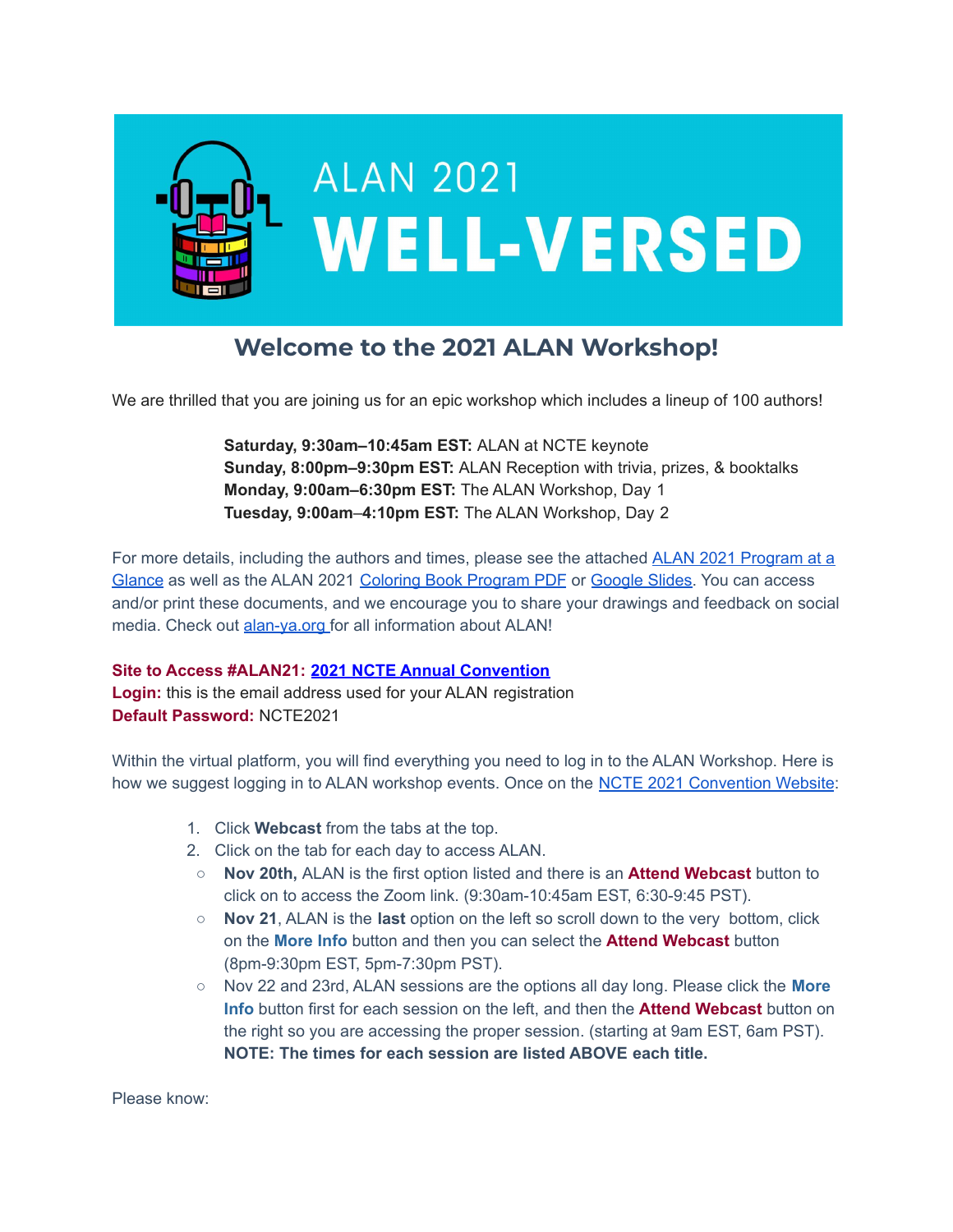# ALAN 2021 WELL-VERSED

## Welcome to the 2021 ALAN Workshop!

We are thrilled that you are joining us for an epic workshop which includes a lineup of 100 authors!

**Saturday, 9:30am–10:45am EST:** ALAN at NCTE keynote
**Sunday, 8:00pm–9:30pm EST:** ALAN Reception with trivia, prizes, & booktalks
**Monday, 9:00am–6:30pm EST:** The ALAN Workshop, Day 1
**Tuesday, 9:00am–4:10pm EST:** The ALAN Workshop, Day 2

For more details, including the authors and times, please see the attached ALAN 2021 Program at a Glance as well as the ALAN 2021 Coloring Book Program PDF or Google Slides. You can access and/or print these documents, and we encourage you to share your drawings and feedback on social media. Check out alan-ya.org for all information about ALAN!

**Site to Access #ALAN21: 2021 NCTE Annual Convention**
**Login:** this is the email address used for your ALAN registration
**Default Password:** NCTE2021

Within the virtual platform, you will find everything you need to log in to the ALAN Workshop. Here is how we suggest logging in to ALAN workshop events. Once on the NCTE 2021 Convention Website:

1. Click **Webcast** from the tabs at the top.
2. Click on the tab for each day to access ALAN.
   - **Nov 20th,** ALAN is the first option listed and there is an **Attend Webcast** button to click on to access the Zoom link. (9:30am-10:45am EST, 6:30-9:45 PST).
   - **Nov 21**, ALAN is the **last** option on the left so scroll down to the very bottom, click on the **More Info** button and then you can select the **Attend Webcast** button (8pm-9:30pm EST, 5pm-7:30pm PST).
   - Nov 22 and 23rd, ALAN sessions are the options all day long. Please click the **More Info** button first for each session on the left, and then the **Attend Webcast** button on the right so you are accessing the proper session. (starting at 9am EST, 6am PST). **NOTE: The times for each session are listed ABOVE each title.**

Please know: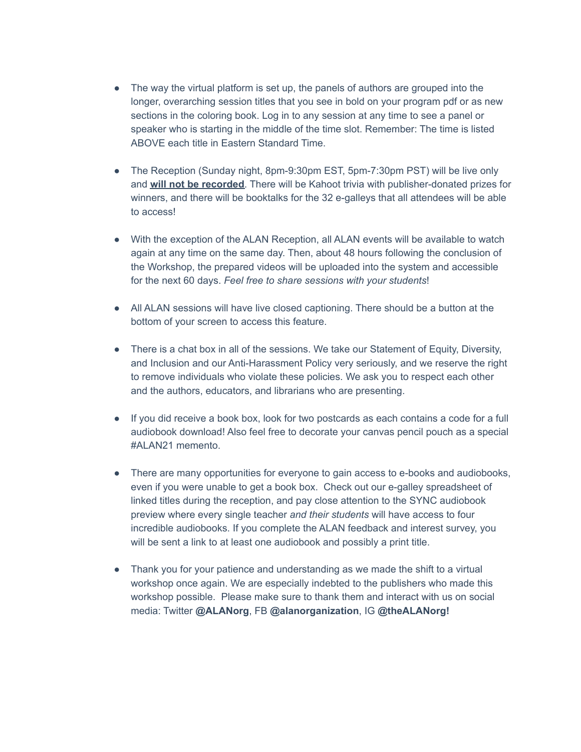- The way the virtual platform is set up, the panels of authors are grouped into the longer, overarching session titles that you see in bold on your program pdf or as new sections in the coloring book. Log in to any session at any time to see a panel or speaker who is starting in the middle of the time slot. Remember: The time is listed ABOVE each title in Eastern Standard Time.

- The Reception (Sunday night, 8pm-9:30pm EST, 5pm-7:30pm PST) will be live only and **will not be recorded**. There will be Kahoot trivia with publisher-donated prizes for winners, and there will be booktalks for the 32 e-galleys that all attendees will be able to access!

- With the exception of the ALAN Reception, all ALAN events will be available to watch again at any time on the same day. Then, about 48 hours following the conclusion of the Workshop, the prepared videos will be uploaded into the system and accessible for the next 60 days. *Feel free to share sessions with your students*!

- All ALAN sessions will have live closed captioning. There should be a button at the bottom of your screen to access this feature.

- There is a chat box in all of the sessions. We take our Statement of Equity, Diversity, and Inclusion and our Anti-Harassment Policy very seriously, and we reserve the right to remove individuals who violate these policies. We ask you to respect each other and the authors, educators, and librarians who are presenting.

- If you did receive a book box, look for two postcards as each contains a code for a full audiobook download! Also feel free to decorate your canvas pencil pouch as a special #ALAN21 memento.

- There are many opportunities for everyone to gain access to e-books and audiobooks, even if you were unable to get a book box. Check out our e-galley spreadsheet of linked titles during the reception, and pay close attention to the SYNC audiobook preview where every single teacher *and their students* will have access to four incredible audiobooks. If you complete the ALAN feedback and interest survey, you will be sent a link to at least one audiobook and possibly a print title.

- Thank you for your patience and understanding as we made the shift to a virtual workshop once again. We are especially indebted to the publishers who made this workshop possible. Please make sure to thank them and interact with us on social media: Twitter **@ALANorg**, FB **@alanorganization**, IG **@theALANorg!**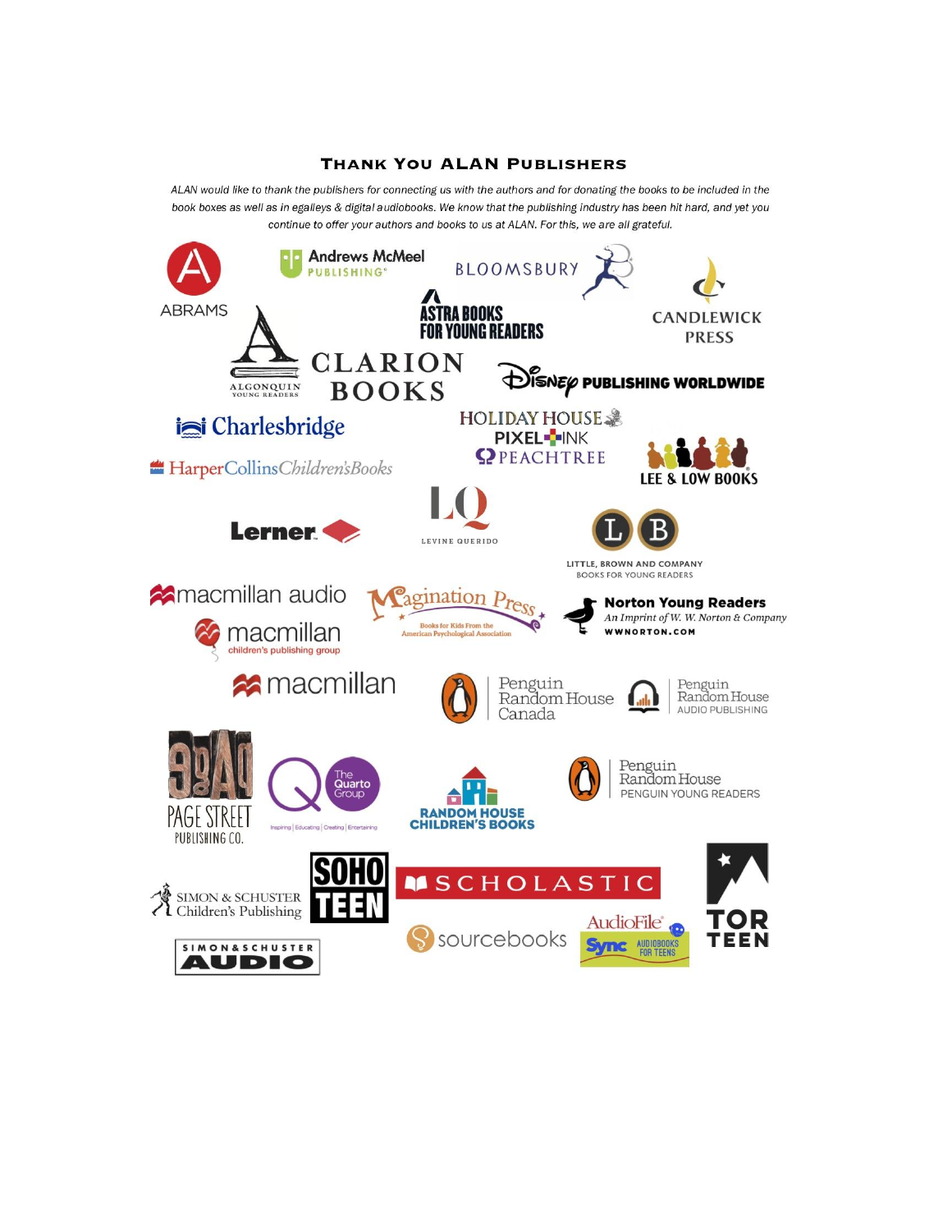## Thank You ALAN Publishers

*ALAN would like to thank the publishers for connecting us with the authors and for donating the books to be included in the book boxes as well as in egalleys & digital audiobooks. We know that the publishing industry has been hit hard, and yet you continue to offer your authors and books to us at ALAN. For this, we are all grateful.*

- ABRAMS
- Andrews McMeel Publishing
- Bloomsbury
- Astra Books for Young Readers
- Candlewick Press
- Algonquin Young Readers
- Clarion Books
- Disney Publishing Worldwide
- Charlesbridge
- Holiday House
- Pixel+Ink
- Peachtree
- HarperCollins Children's Books
- Lee & Low Books
- Lerner
- LQ Levine Querido
- Little, Brown and Company Books for Young Readers
- macmillan audio
- macmillan children's publishing group
- Magination Press — Books for Kids From the American Psychological Association
- Norton Young Readers — An Imprint of W. W. Norton & Company — wwnorton.com
- macmillan
- Penguin Random House Canada
- Penguin Random House Audio Publishing
- Page Street Publishing Co.
- The Quarto Group — Inspiring | Educating | Creating | Entertaining
- Random House Children's Books
- Penguin Random House Penguin Young Readers
- Simon & Schuster Children's Publishing
- Soho Teen
- Scholastic
- Tor Teen
- Simon & Schuster Audio
- sourcebooks
- AudioFile Sync Audiobooks for Teens